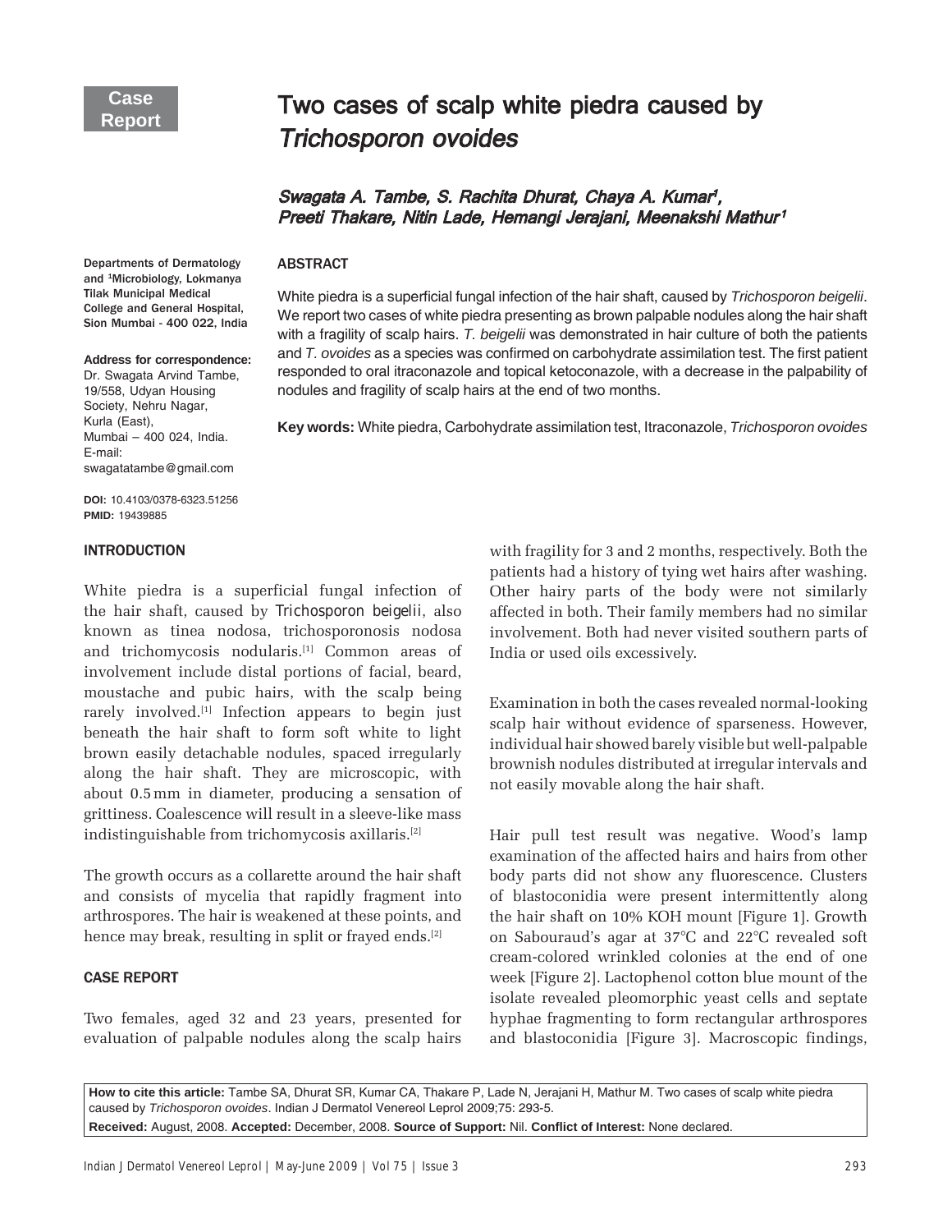Case Report

# Two cases of scalp white piedra caused by *Trichosporon ovoides*

*Swagata A. Tambe, S. Rachita Dhurat, Chaya A. Kumar[1], Preeti Thakare, Nitin Lade, Hemangi Jerajani, Meenakshi Mathur[1]*

Departments of Dermatology and [1]Microbiology, Lokmanya Tilak Municipal Medical College and General Hospital, Sion Mumbai - 400 022, India

**Address for correspondence:** Dr. Swagata Arvind Tambe, 19/558, Udyan Housing Society, Nehru Nagar, Kurla (East), Mumbai – 400 024, India. E-mail: swagatatambe@gmail.com

**DOI:** 10.4103/0378-6323.51256
**PMID:** 19439885

## ABSTRACT

White piedra is a superficial fungal infection of the hair shaft, caused by *Trichosporon beigelii*. We report two cases of white piedra presenting as brown palpable nodules along the hair shaft with a fragility of scalp hairs. *T. beigelii* was demonstrated in hair culture of both the patients and *T. ovoides* as a species was confirmed on carbohydrate assimilation test. The first patient responded to oral itraconazole and topical ketoconazole, with a decrease in the palpability of nodules and fragility of scalp hairs at the end of two months.

**Key words:** White piedra, Carbohydrate assimilation test, Itraconazole, *Trichosporon ovoides*

## INTRODUCTION

White piedra is a superficial fungal infection of the hair shaft, caused by *Trichosporon beigelii*, also known as tinea nodosa, trichosporonosis nodosa and trichomycosis nodularis.[1] Common areas of involvement include distal portions of facial, beard, moustache and pubic hairs, with the scalp being rarely involved.[1] Infection appears to begin just beneath the hair shaft to form soft white to light brown easily detachable nodules, spaced irregularly along the hair shaft. They are microscopic, with about 0.5 mm in diameter, producing a sensation of grittiness. Coalescence will result in a sleeve-like mass indistinguishable from trichomycosis axillaris.[2]

The growth occurs as a collarette around the hair shaft and consists of mycelia that rapidly fragment into arthrospores. The hair is weakened at these points, and hence may break, resulting in split or frayed ends.[2]

## CASE REPORT

Two females, aged 32 and 23 years, presented for evaluation of palpable nodules along the scalp hairs with fragility for 3 and 2 months, respectively. Both the patients had a history of tying wet hairs after washing. Other hairy parts of the body were not similarly affected in both. Their family members had no similar involvement. Both had never visited southern parts of India or used oils excessively.

Examination in both the cases revealed normal-looking scalp hair without evidence of sparseness. However, individual hair showed barely visible but well-palpable brownish nodules distributed at irregular intervals and not easily movable along the hair shaft.

Hair pull test result was negative. Wood's lamp examination of the affected hairs and hairs from other body parts did not show any fluorescence. Clusters of blastoconidia were present intermittently along the hair shaft on 10% KOH mount [Figure 1]. Growth on Sabouraud's agar at 37°C and 22°C revealed soft cream-colored wrinkled colonies at the end of one week [Figure 2]. Lactophenol cotton blue mount of the isolate revealed pleomorphic yeast cells and septate hyphae fragmenting to form rectangular arthrospores and blastoconidia [Figure 3]. Macroscopic findings,

**How to cite this article:** Tambe SA, Dhurat SR, Kumar CA, Thakare P, Lade N, Jerajani H, Mathur M. Two cases of scalp white piedra caused by *Trichosporon ovoides*. Indian J Dermatol Venereol Leprol 2009;75: 293-5.

**Received:** August, 2008. **Accepted:** December, 2008. **Source of Support:** Nil. **Conflict of Interest:** None declared.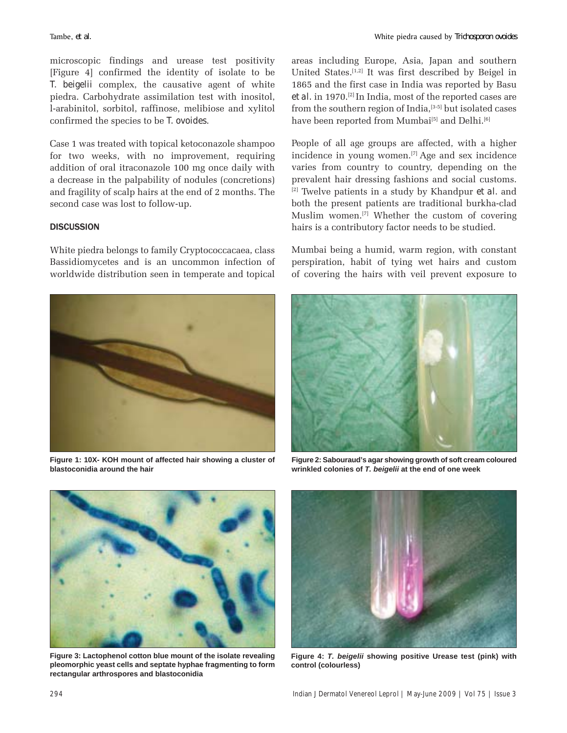microscopic findings and urease test positivity [Figure 4] confirmed the identity of isolate to be *T. beigelii* complex, the causative agent of white piedra. Carbohydrate assimilation test with inositol, l-arabinitol, sorbitol, raffinose, melibiose and xylitol confirmed the species to be *T. ovoides*.

Case 1 was treated with topical ketoconazole shampoo for two weeks, with no improvement, requiring addition of oral itraconazole 100 mg once daily with a decrease in the palpability of nodules (concretions) and fragility of scalp hairs at the end of 2 months. The second case was lost to follow-up.

## DISCUSSION

White piedra belongs to family Cryptococcacaea, class Bassidiomycetes and is an uncommon infection of worldwide distribution seen in temperate and topical areas including Europe, Asia, Japan and southern United States.[1,2] It was first described by Beigel in 1865 and the first case in India was reported by Basu *et al*. in 1970.[2] In India, most of the reported cases are from the southern region of India,[3-5] but isolated cases have been reported from Mumbai[5] and Delhi.[6]

People of all age groups are affected, with a higher incidence in young women.[7] Age and sex incidence varies from country to country, depending on the prevalent hair dressing fashions and social customs.[2] Twelve patients in a study by Khandpur *et al*. and both the present patients are traditional burkha-clad Muslim women.[7] Whether the custom of covering hairs is a contributory factor needs to be studied.

Mumbai being a humid, warm region, with constant perspiration, habit of tying wet hairs and custom of covering the hairs with veil prevent exposure to

**Figure 1: 10X- KOH mount of affected hair showing a cluster of blastoconidia around the hair**

**Figure 2: Sabouraud's agar showing growth of soft cream coloured wrinkled colonies of *T. beigelii* at the end of one week**

**Figure 3: Lactophenol cotton blue mount of the isolate revealing pleomorphic yeast cells and septate hyphae fragmenting to form rectangular arthrospores and blastoconidia**

**Figure 4: *T. beigelii* showing positive Urease test (pink) with control (colourless)**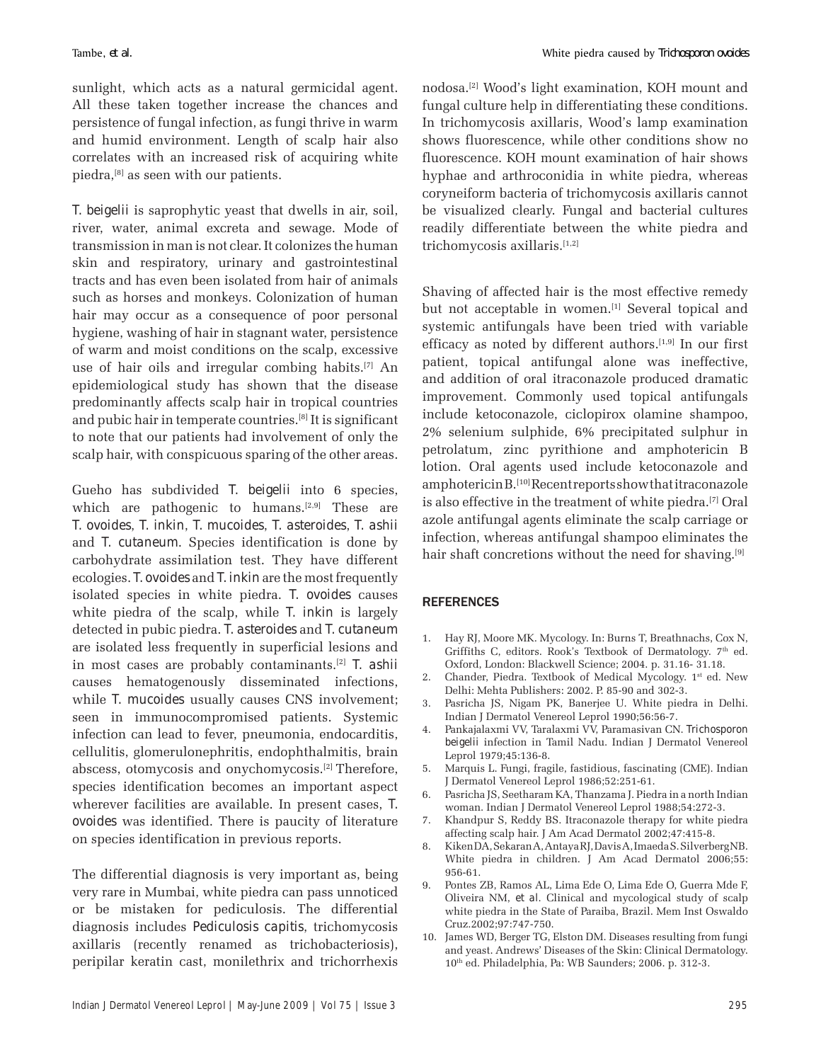sunlight, which acts as a natural germicidal agent. All these taken together increase the chances and persistence of fungal infection, as fungi thrive in warm and humid environment. Length of scalp hair also correlates with an increased risk of acquiring white piedra,[8] as seen with our patients.

*T. beigelii* is saprophytic yeast that dwells in air, soil, river, water, animal excreta and sewage. Mode of transmission in man is not clear. It colonizes the human skin and respiratory, urinary and gastrointestinal tracts and has even been isolated from hair of animals such as horses and monkeys. Colonization of human hair may occur as a consequence of poor personal hygiene, washing of hair in stagnant water, persistence of warm and moist conditions on the scalp, excessive use of hair oils and irregular combing habits.[7] An epidemiological study has shown that the disease predominantly affects scalp hair in tropical countries and pubic hair in temperate countries.[8] It is significant to note that our patients had involvement of only the scalp hair, with conspicuous sparing of the other areas.

Gueho has subdivided *T. beigelii* into 6 species, which are pathogenic to humans.[2,9] These are *T. ovoides*, *T. inkin*, *T. mucoides*, *T. asteroides*, *T. ashii* and *T. cutaneum*. Species identification is done by carbohydrate assimilation test. They have different ecologies. *T. ovoides* and *T. inkin* are the most frequently isolated species in white piedra. *T. ovoides* causes white piedra of the scalp, while *T. inkin* is largely detected in pubic piedra. *T. asteroides* and *T. cutaneum* are isolated less frequently in superficial lesions and in most cases are probably contaminants.[2] *T. ashii* causes hematogenously disseminated infections, while *T. mucoides* usually causes CNS involvement; seen in immunocompromised patients. Systemic infection can lead to fever, pneumonia, endocarditis, cellulitis, glomerulonephritis, endophthalmitis, brain abscess, otomycosis and onychomycosis.[2] Therefore, species identification becomes an important aspect wherever facilities are available. In present cases, *T. ovoides* was identified. There is paucity of literature on species identification in previous reports.

The differential diagnosis is very important as, being very rare in Mumbai, white piedra can pass unnoticed or be mistaken for pediculosis. The differential diagnosis includes *Pediculosis capitis*, trichomycosis axillaris (recently renamed as trichobacteriosis), peripilar keratin cast, monilethrix and trichorrhexis nodosa.[2] Wood's light examination, KOH mount and fungal culture help in differentiating these conditions. In trichomycosis axillaris, Wood's lamp examination shows fluorescence, while other conditions show no fluorescence. KOH mount examination of hair shows hyphae and arthroconidia in white piedra, whereas coryneiform bacteria of trichomycosis axillaris cannot be visualized clearly. Fungal and bacterial cultures readily differentiate between the white piedra and trichomycosis axillaris.[1,2]

Shaving of affected hair is the most effective remedy but not acceptable in women.[1] Several topical and systemic antifungals have been tried with variable efficacy as noted by different authors.[1,9] In our first patient, topical antifungal alone was ineffective, and addition of oral itraconazole produced dramatic improvement. Commonly used topical antifungals include ketoconazole, ciclopirox olamine shampoo, 2% selenium sulphide, 6% precipitated sulphur in petrolatum, zinc pyrithione and amphotericin B lotion. Oral agents used include ketoconazole and amphotericin B.[10] Recent reports show that itraconazole is also effective in the treatment of white piedra.[7] Oral azole antifungal agents eliminate the scalp carriage or infection, whereas antifungal shampoo eliminates the hair shaft concretions without the need for shaving.[9]

## REFERENCES

1. Hay RJ, Moore MK. Mycology. In: Burns T, Breathnachs, Cox N, Griffiths C, editors. Rook's Textbook of Dermatology. 7th ed. Oxford, London: Blackwell Science; 2004. p. 31.16- 31.18.
2. Chander, Piedra. Textbook of Medical Mycology. 1st ed. New Delhi: Mehta Publishers: 2002. P. 85-90 and 302-3.
3. Pasricha JS, Nigam PK, Banerjee U. White piedra in Delhi. Indian J Dermatol Venereol Leprol 1990;56:56-7.
4. Pankajalaxmi VV, Taralaxmi VV, Paramasivan CN. *Trichosporon beigelii* infection in Tamil Nadu. Indian J Dermatol Venereol Leprol 1979;45:136-8.
5. Marquis L. Fungi, fragile, fastidious, fascinating (CME). Indian J Dermatol Venereol Leprol 1986;52:251-61.
6. Pasricha JS, Seetharam KA, Thanzama J. Piedra in a north Indian woman. Indian J Dermatol Venereol Leprol 1988;54:272-3.
7. Khandpur S, Reddy BS. Itraconazole therapy for white piedra affecting scalp hair. J Am Acad Dermatol 2002;47:415-8.
8. Kiken DA, Sekaran A, Antaya RJ, Davis A, Imaeda S, Silverberg NB. White piedra in children. J Am Acad Dermatol 2006;55: 956-61.
9. Pontes ZB, Ramos AL, Lima Ede O, Lima Ede O, Guerra Mde F, Oliveira NM, *et al*. Clinical and mycological study of scalp white piedra in the State of Paraiba, Brazil. Mem Inst Oswaldo Cruz.2002;97:747-750.
10. James WD, Berger TG, Elston DM. Diseases resulting from fungi and yeast. Andrews' Diseases of the Skin: Clinical Dermatology. 10th ed. Philadelphia, Pa: WB Saunders; 2006. p. 312-3.